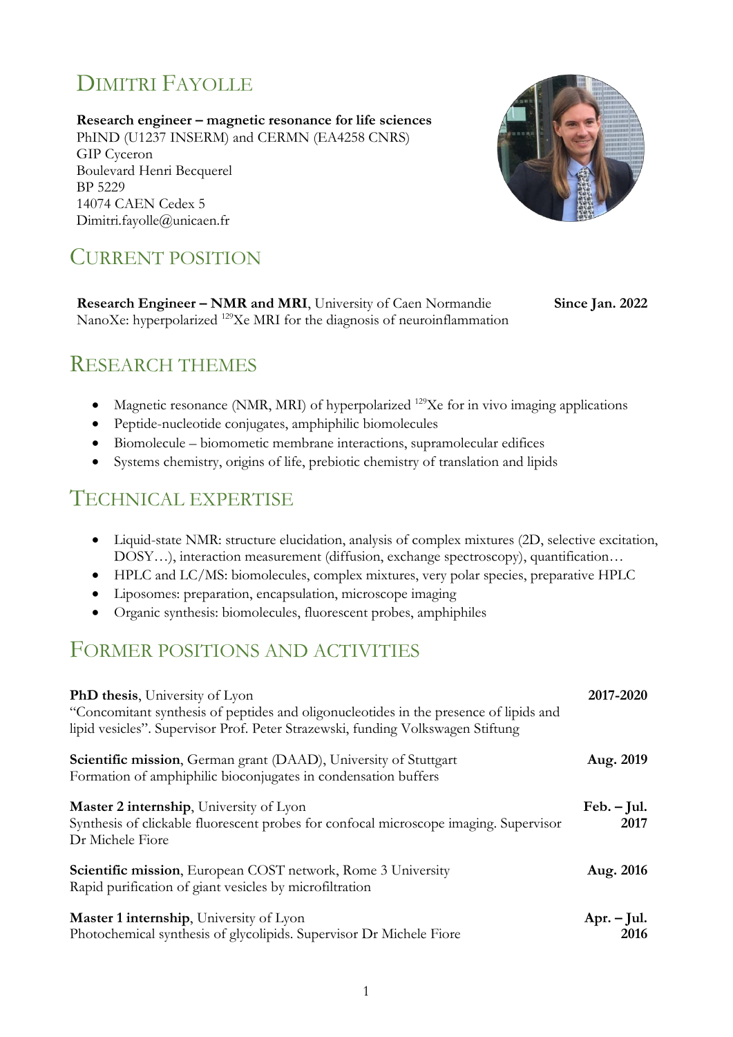# Dimitri Fayolle

**Research engineer – magnetic resonance for life sciences**
PhIND (U1237 INSERM) and CERMN (EA4258 CNRS)
GIP Cyceron
Boulevard Henri Becquerel
BP 5229
14074 CAEN Cedex 5
Dimitri.fayolle@unicaen.fr

## Current position

**Research Engineer – NMR and MRI**, University of Caen Normandie — **Since Jan. 2022**
NanoXe: hyperpolarized $^{129}$Xe MRI for the diagnosis of neuroinflammation

## Research themes

- Magnetic resonance (NMR, MRI) of hyperpolarized $^{129}$Xe for in vivo imaging applications
- Peptide-nucleotide conjugates, amphiphilic biomolecules
- Biomolecule – biomometic membrane interactions, supramolecular edifices
- Systems chemistry, origins of life, prebiotic chemistry of translation and lipids

## Technical expertise

- Liquid-state NMR: structure elucidation, analysis of complex mixtures (2D, selective excitation, DOSY…), interaction measurement (diffusion, exchange spectroscopy), quantification…
- HPLC and LC/MS: biomolecules, complex mixtures, very polar species, preparative HPLC
- Liposomes: preparation, encapsulation, microscope imaging
- Organic synthesis: biomolecules, fluorescent probes, amphiphiles

## Former positions and activities

**PhD thesis**, University of Lyon — **2017-2020**
"Concomitant synthesis of peptides and oligonucleotides in the presence of lipids and lipid vesicles". Supervisor Prof. Peter Strazewski, funding Volkswagen Stiftung

**Scientific mission**, German grant (DAAD), University of Stuttgart — **Aug. 2019**
Formation of amphiphilic bioconjugates in condensation buffers

**Master 2 internship**, University of Lyon — **Feb. – Jul. 2017**
Synthesis of clickable fluorescent probes for confocal microscope imaging. Supervisor Dr Michele Fiore

**Scientific mission**, European COST network, Rome 3 University — **Aug. 2016**
Rapid purification of giant vesicles by microfiltration

**Master 1 internship**, University of Lyon — **Apr. – Jul. 2016**
Photochemical synthesis of glycolipids. Supervisor Dr Michele Fiore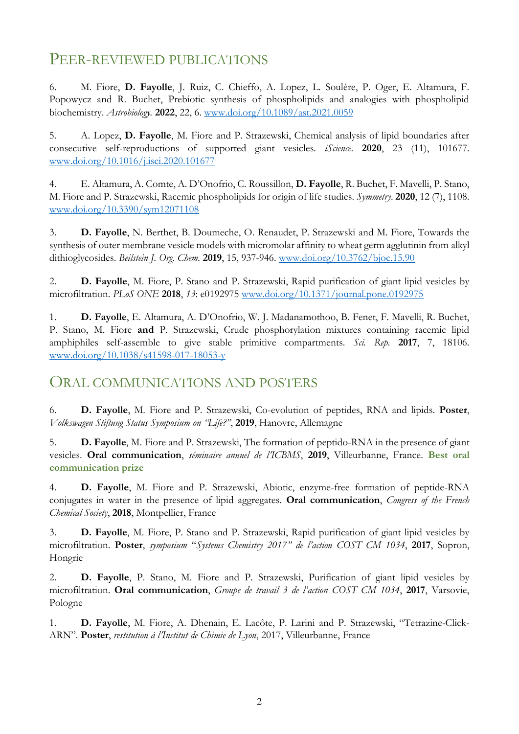## Peer-reviewed publications

6. M. Fiore, **D. Fayolle**, J. Ruiz, C. Chieffo, A. Lopez, L. Soulère, P. Oger, E. Altamura, F. Popowycz and R. Buchet, Prebiotic synthesis of phospholipids and analogies with phospholipid biochemistry. *Astrobiology.* **2022**, 22, 6. www.doi.org/10.1089/ast.2021.0059

5. A. Lopez, **D. Fayolle**, M. Fiore and P. Strazewski, Chemical analysis of lipid boundaries after consecutive self-reproductions of supported giant vesicles. *iScience.* **2020**, 23 (11), 101677. www.doi.org/10.1016/j.isci.2020.101677

4. E. Altamura, A. Comte, A. D'Onofrio, C. Roussillon, **D. Fayolle**, R. Buchet, F. Mavelli, P. Stano, M. Fiore and P. Strazewski, Racemic phospholipids for origin of life studies. *Symmetry.* **2020**, 12 (7), 1108. www.doi.org/10.3390/sym12071108

3. **D. Fayolle**, N. Berthet, B. Doumeche, O. Renaudet, P. Strazewski and M. Fiore, Towards the synthesis of outer membrane vesicle models with micromolar affinity to wheat germ agglutinin from alkyl dithioglycosides. *Beilstein J. Org. Chem.* **2019**, 15, 937-946. www.doi.org/10.3762/bjoc.15.90

2. **D. Fayolle**, M. Fiore, P. Stano and P. Strazewski, Rapid purification of giant lipid vesicles by microfiltration. *PLoS ONE* **2018**, *13*: e0192975 www.doi.org/10.1371/journal.pone.0192975

1. **D. Fayolle**, E. Altamura, A. D'Onofrio, W. J. Madanamothoo, B. Fenet, F. Mavelli, R. Buchet, P. Stano, M. Fiore **and** P. Strazewski, Crude phosphorylation mixtures containing racemic lipid amphiphiles self-assemble to give stable primitive compartments. *Sci. Rep.* **2017**, 7, 18106. www.doi.org/10.1038/s41598-017-18053-y

## Oral communications and posters

6. **D. Fayolle**, M. Fiore and P. Strazewski, Co-evolution of peptides, RNA and lipids. **Poster**, *Volkswagen Stiftung Status Symposium on "Life?"*, **2019**, Hanovre, Allemagne

5. **D. Fayolle**, M. Fiore and P. Strazewski, The formation of peptido-RNA in the presence of giant vesicles. **Oral communication**, *séminaire annuel de l'ICBMS*, **2019**, Villeurbanne, France. **Best oral communication prize**

4. **D. Fayolle**, M. Fiore and P. Strazewski, Abiotic, enzyme-free formation of peptide-RNA conjugates in water in the presence of lipid aggregates. **Oral communication**, *Congress of the French Chemical Society*, **2018**, Montpellier, France

3. **D. Fayolle**, M. Fiore, P. Stano and P. Strazewski, Rapid purification of giant lipid vesicles by microfiltration. **Poster**, *symposium "Systems Chemistry 2017" de l'action COST CM 1034*, **2017**, Sopron, Hongrie

2. **D. Fayolle**, P. Stano, M. Fiore and P. Strazewski, Purification of giant lipid vesicles by microfiltration. **Oral communication**, *Groupe de travail 3 de l'action COST CM 1034*, **2017**, Varsovie, Pologne

1. **D. Fayolle**, M. Fiore, A. Dhenain, E. Lacôte, P. Larini and P. Strazewski, "Tetrazine-Click-ARN". **Poster**, *restitution à l'Institut de Chimie de Lyon*, 2017, Villeurbanne, France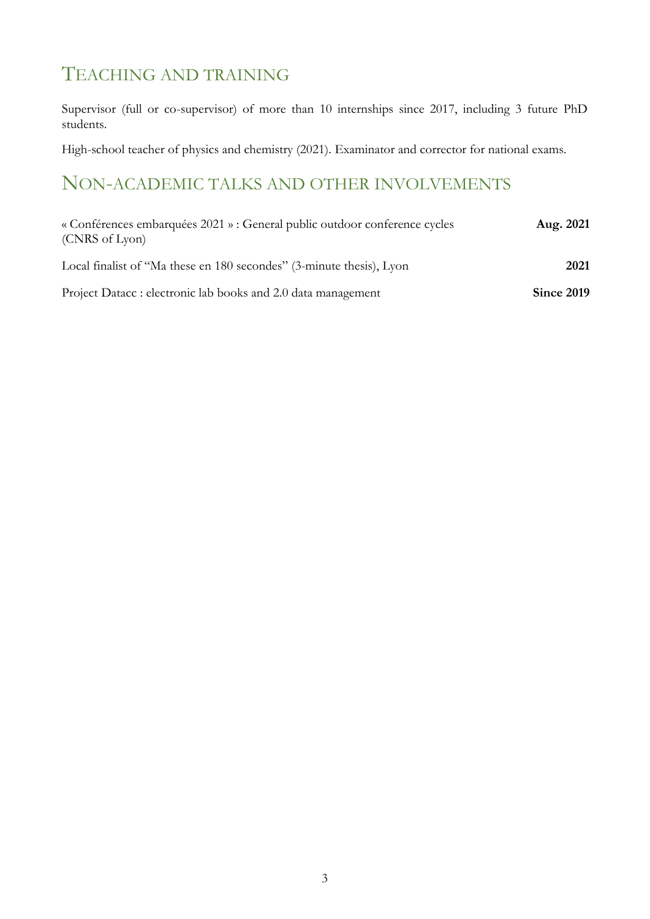## Teaching and training

Supervisor (full or co-supervisor) of more than 10 internships since 2017, including 3 future PhD students.

High-school teacher of physics and chemistry (2021). Examinator and corrector for national exams.

## Non-academic talks and other involvements

| | |
|---|---|
| « Conférences embarquées 2021 » : General public outdoor conference cycles (CNRS of Lyon) | **Aug. 2021** |
| Local finalist of "Ma these en 180 secondes" (3-minute thesis), Lyon | **2021** |
| Project Datacc : electronic lab books and 2.0 data management | **Since 2019** |